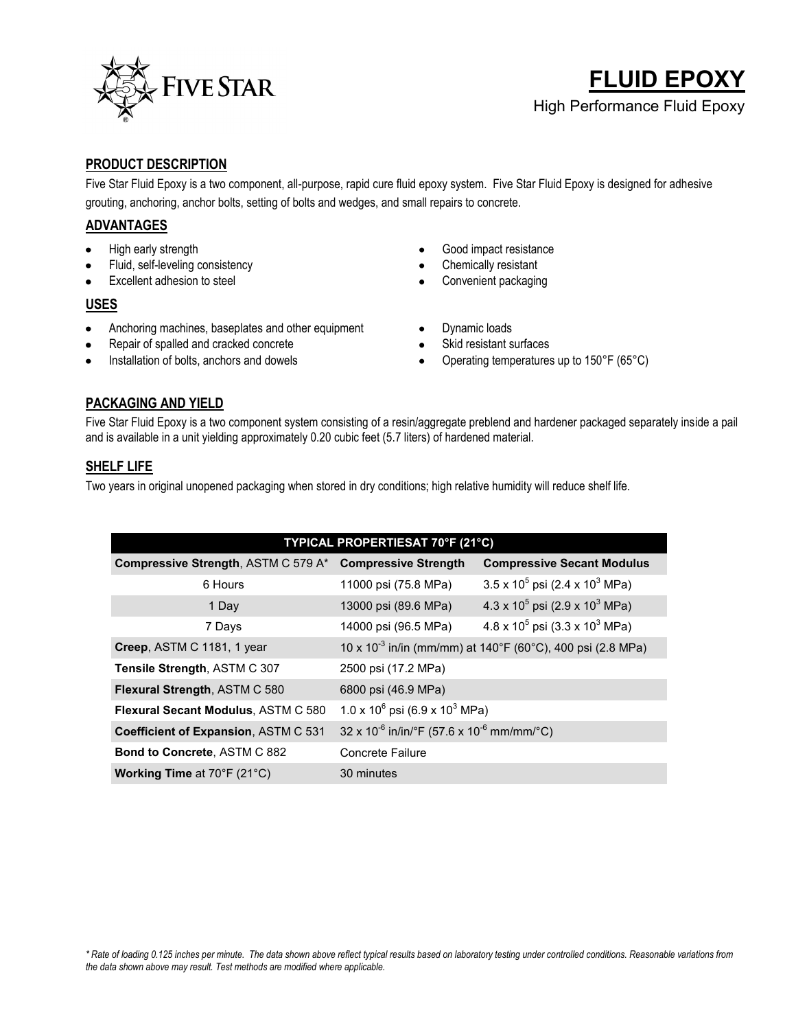# FLUID EPOXY

High Performance Fluid Epoxy

## PRODUCT DESCRIPTION

Five Star Fluid Epoxy is a two component, all-purpose, rapid cure fluid epoxy system. Five Star Fluid Epoxy is designed for adhesive grouting, anchoring, anchor bolts, setting of bolts and wedges, and small repairs to concrete.

## ADVANTAGES

- High early strength
- Fluid, self-leveling consistency
- Excellent adhesion to steel
- Good impact resistance
- Chemically resistant
- Convenient packaging

## USES

- Anchoring machines, baseplates and other equipment
- Repair of spalled and cracked concrete
- Installation of bolts, anchors and dowels
- Dynamic loads
- Skid resistant surfaces
- Operating temperatures up to 150°F (65°C)

## PACKAGING AND YIELD

Five Star Fluid Epoxy is a two component system consisting of a resin/aggregate preblend and hardener packaged separately inside a pail and is available in a unit yielding approximately 0.20 cubic feet (5.7 liters) of hardened material.

## SHELF LIFE

Two years in original unopened packaging when stored in dry conditions; high relative humidity will reduce shelf life.

| TYPICAL PROPERTIESAT 70°F (21°C) | | |
|---|---|---|
| **Compressive Strength**, ASTM C 579 A* | **Compressive Strength** | **Compressive Secant Modulus** |
| 6 Hours | 11000 psi (75.8 MPa) | $3.5 \times 10^5$ psi ($2.4 \times 10^3$ MPa) |
| 1 Day | 13000 psi (89.6 MPa) | $4.3 \times 10^5$ psi ($2.9 \times 10^3$ MPa) |
| 7 Days | 14000 psi (96.5 MPa) | $4.8 \times 10^5$ psi ($3.3 \times 10^3$ MPa) |
| **Creep**, ASTM C 1181, 1 year | $10 \times 10^{-3}$ in/in (mm/mm) at 140°F (60°C), 400 psi (2.8 MPa) | |
| **Tensile Strength**, ASTM C 307 | 2500 psi (17.2 MPa) | |
| **Flexural Strength**, ASTM C 580 | 6800 psi (46.9 MPa) | |
| **Flexural Secant Modulus**, ASTM C 580 | $1.0 \times 10^6$ psi ($6.9 \times 10^3$ MPa) | |
| **Coefficient of Expansion**, ASTM C 531 | $32 \times 10^{-6}$ in/in/°F ($57.6 \times 10^{-6}$ mm/mm/°C) | |
| **Bond to Concrete**, ASTM C 882 | Concrete Failure | |
| **Working Time** at 70°F (21°C) | 30 minutes | |

*\* Rate of loading 0.125 inches per minute. The data shown above reflect typical results based on laboratory testing under controlled conditions. Reasonable variations from the data shown above may result. Test methods are modified where applicable.*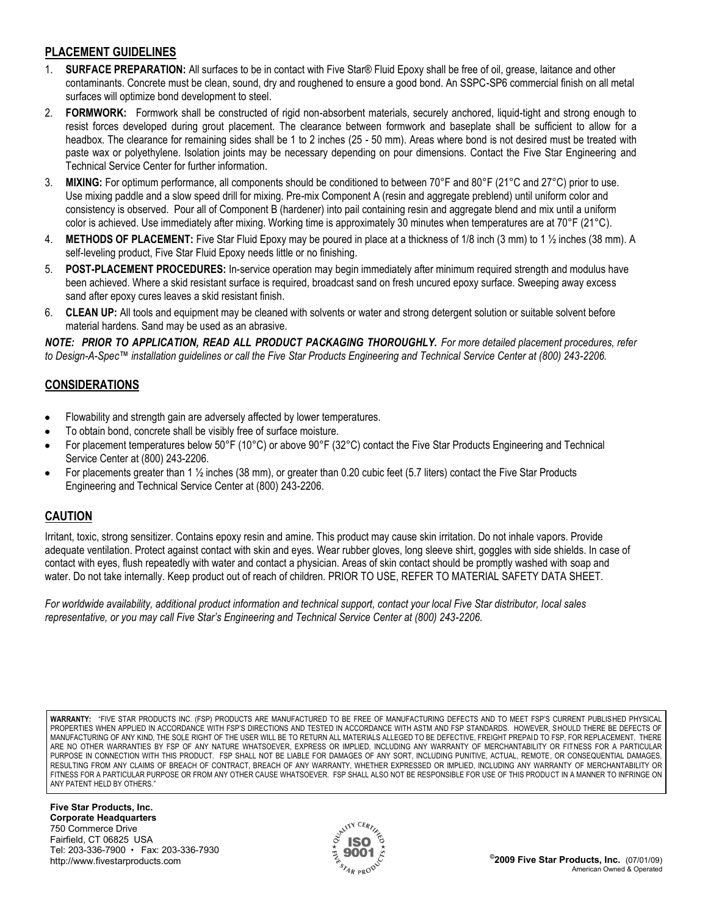## PLACEMENT GUIDELINES

1. **SURFACE PREPARATION:** All surfaces to be in contact with Five Star® Fluid Epoxy shall be free of oil, grease, laitance and other contaminants. Concrete must be clean, sound, dry and roughened to ensure a good bond. An SSPC-SP6 commercial finish on all metal surfaces will optimize bond development to steel.
2. **FORMWORK:** Formwork shall be constructed of rigid non-absorbent materials, securely anchored, liquid-tight and strong enough to resist forces developed during grout placement. The clearance between formwork and baseplate shall be sufficient to allow for a headbox. The clearance for remaining sides shall be 1 to 2 inches (25 - 50 mm). Areas where bond is not desired must be treated with paste wax or polyethylene. Isolation joints may be necessary depending on pour dimensions. Contact the Five Star Engineering and Technical Service Center for further information.
3. **MIXING:** For optimum performance, all components should be conditioned to between 70°F and 80°F (21°C and 27°C) prior to use. Use mixing paddle and a slow speed drill for mixing. Pre-mix Component A (resin and aggregate preblend) until uniform color and consistency is observed. Pour all of Component B (hardener) into pail containing resin and aggregate blend and mix until a uniform color is achieved. Use immediately after mixing. Working time is approximately 30 minutes when temperatures are at 70°F (21°C).
4. **METHODS OF PLACEMENT:** Five Star Fluid Epoxy may be poured in place at a thickness of 1/8 inch (3 mm) to 1 ½ inches (38 mm). A self-leveling product, Five Star Fluid Epoxy needs little or no finishing.
5. **POST-PLACEMENT PROCEDURES:** In-service operation may begin immediately after minimum required strength and modulus have been achieved. Where a skid resistant surface is required, broadcast sand on fresh uncured epoxy surface. Sweeping away excess sand after epoxy cures leaves a skid resistant finish.
6. **CLEAN UP:** All tools and equipment may be cleaned with solvents or water and strong detergent solution or suitable solvent before material hardens. Sand may be used as an abrasive.

***NOTE: PRIOR TO APPLICATION, READ ALL PRODUCT PACKAGING THOROUGHLY.*** *For more detailed placement procedures, refer to Design-A-Spec™ installation guidelines or call the Five Star Products Engineering and Technical Service Center at (800) 243-2206.*

## CONSIDERATIONS

- Flowability and strength gain are adversely affected by lower temperatures.
- To obtain bond, concrete shall be visibly free of surface moisture.
- For placement temperatures below 50°F (10°C) or above 90°F (32°C) contact the Five Star Products Engineering and Technical Service Center at (800) 243-2206.
- For placements greater than 1 ½ inches (38 mm), or greater than 0.20 cubic feet (5.7 liters) contact the Five Star Products Engineering and Technical Service Center at (800) 243-2206.

## CAUTION

Irritant, toxic, strong sensitizer. Contains epoxy resin and amine. This product may cause skin irritation. Do not inhale vapors. Provide adequate ventilation. Protect against contact with skin and eyes. Wear rubber gloves, long sleeve shirt, goggles with side shields. In case of contact with eyes, flush repeatedly with water and contact a physician. Areas of skin contact should be promptly washed with soap and water. Do not take internally. Keep product out of reach of children. PRIOR TO USE, REFER TO MATERIAL SAFETY DATA SHEET.

*For worldwide availability, additional product information and technical support, contact your local Five Star distributor, local sales representative, or you may call Five Star's Engineering and Technical Service Center at (800) 243-2206.*

**WARRANTY:** "FIVE STAR PRODUCTS INC. (FSP) PRODUCTS ARE MANUFACTURED TO BE FREE OF MANUFACTURING DEFECTS AND TO MEET FSP'S CURRENT PUBLISHED PHYSICAL PROPERTIES WHEN APPLIED IN ACCORDANCE WITH FSP'S DIRECTIONS AND TESTED IN ACCORDANCE WITH ASTM AND FSP STANDARDS. HOWEVER, SHOULD THERE BE DEFECTS OF MANUFACTURING OF ANY KIND, THE SOLE RIGHT OF THE USER WILL BE TO RETURN ALL MATERIALS ALLEGED TO BE DEFECTIVE, FREIGHT PREPAID TO FSP, FOR REPLACEMENT. THERE ARE NO OTHER WARRANTIES BY FSP OF ANY NATURE WHATSOEVER, EXPRESS OR IMPLIED, INCLUDING ANY WARRANTY OF MERCHANTABILITY OR FITNESS FOR A PARTICULAR PURPOSE IN CONNECTION WITH THIS PRODUCT. FSP SHALL NOT BE LIABLE FOR DAMAGES OF ANY SORT, INCLUDING PUNITIVE, ACTUAL, REMOTE, OR CONSEQUENTIAL DAMAGES, RESULTING FROM ANY CLAIMS OF BREACH OF CONTRACT, BREACH OF ANY WARRANTY, WHETHER EXPRESSED OR IMPLIED, INCLUDING ANY WARRANTY OF MERCHANTABILITY OR FITNESS FOR A PARTICULAR PURPOSE OR FROM ANY OTHER CAUSE WHATSOEVER. FSP SHALL ALSO NOT BE RESPONSIBLE FOR USE OF THIS PRODUCT IN A MANNER TO INFRINGE ON ANY PATENT HELD BY OTHERS."

**Five Star Products, Inc.**
**Corporate Headquarters**
750 Commerce Drive
Fairfield, CT 06825 USA
Tel: 203-336-7900 • Fax: 203-336-7930
http://www.fivestarproducts.com

QUALITY CERTIFIED ISO 9001 FIVE STAR PRODUCTS

**©2009 Five Star Products, Inc.** (07/01/09)
American Owned & Operated